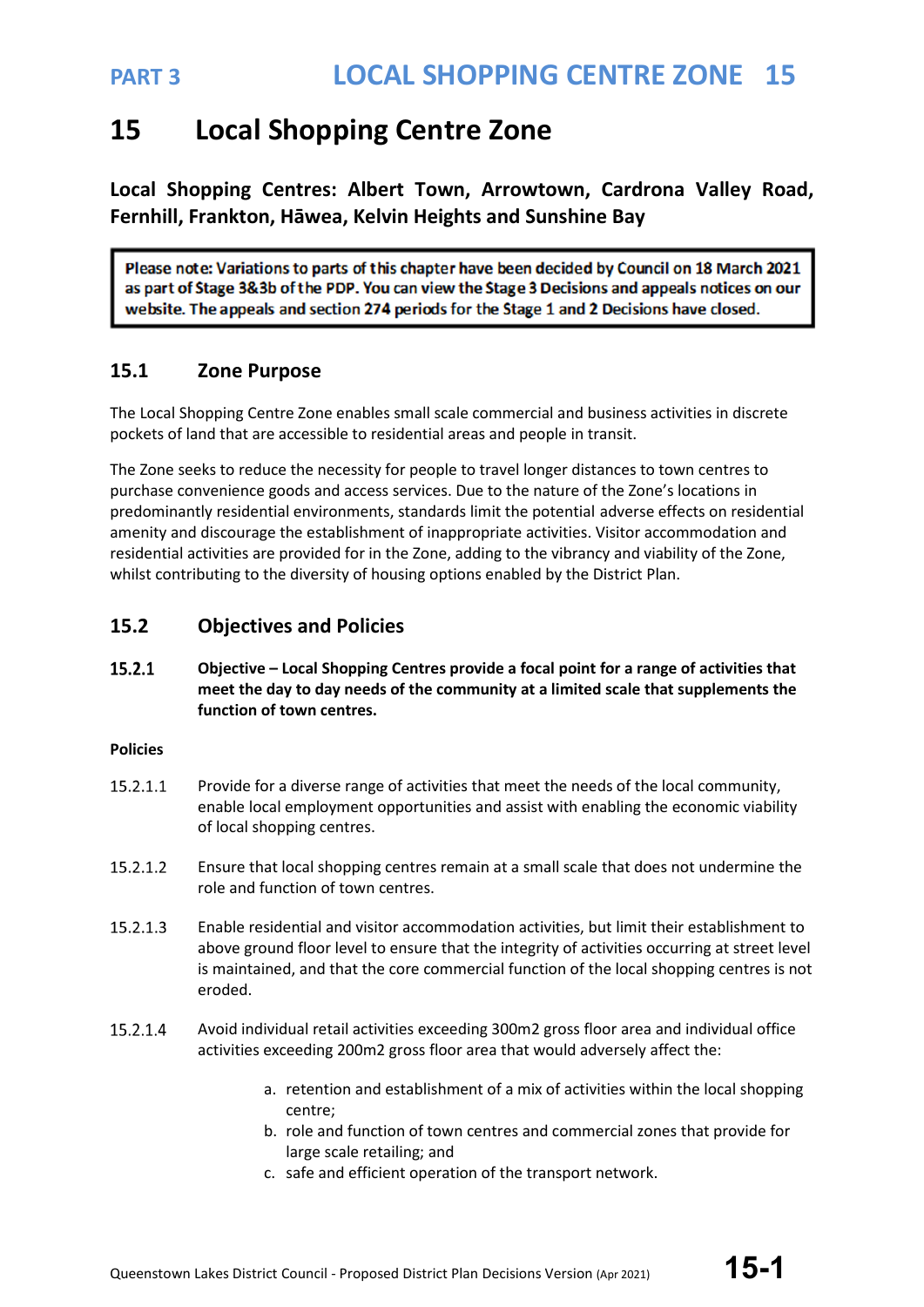# 15 Local Shopping Centre Zone

**Local Shopping Centres: Albert Town, Arrowtown, Cardrona Valley Road, Fernhill, Frankton, Hāwea, Kelvin Heights and Sunshine Bay**

> **Please note: Variations to parts of this chapter have been decided by Council on 18 March 2021 as part of Stage 3&3b of the PDP. You can view the Stage 3 Decisions and appeals notices on our website. The appeals and section 274 periods for the Stage 1 and 2 Decisions have closed.**

## 15.1 Zone Purpose

The Local Shopping Centre Zone enables small scale commercial and business activities in discrete pockets of land that are accessible to residential areas and people in transit.

The Zone seeks to reduce the necessity for people to travel longer distances to town centres to purchase convenience goods and access services. Due to the nature of the Zone's locations in predominantly residential environments, standards limit the potential adverse effects on residential amenity and discourage the establishment of inappropriate activities. Visitor accommodation and residential activities are provided for in the Zone, adding to the vibrancy and viability of the Zone, whilst contributing to the diversity of housing options enabled by the District Plan.

## 15.2 Objectives and Policies

**15.2.1 Objective – Local Shopping Centres provide a focal point for a range of activities that meet the day to day needs of the community at a limited scale that supplements the function of town centres.**

**Policies**

15.2.1.1 Provide for a diverse range of activities that meet the needs of the local community, enable local employment opportunities and assist with enabling the economic viability of local shopping centres.

15.2.1.2 Ensure that local shopping centres remain at a small scale that does not undermine the role and function of town centres.

15.2.1.3 Enable residential and visitor accommodation activities, but limit their establishment to above ground floor level to ensure that the integrity of activities occurring at street level is maintained, and that the core commercial function of the local shopping centres is not eroded.

15.2.1.4 Avoid individual retail activities exceeding 300m2 gross floor area and individual office activities exceeding 200m2 gross floor area that would adversely affect the:

a. retention and establishment of a mix of activities within the local shopping centre;
b. role and function of town centres and commercial zones that provide for large scale retailing; and
c. safe and efficient operation of the transport network.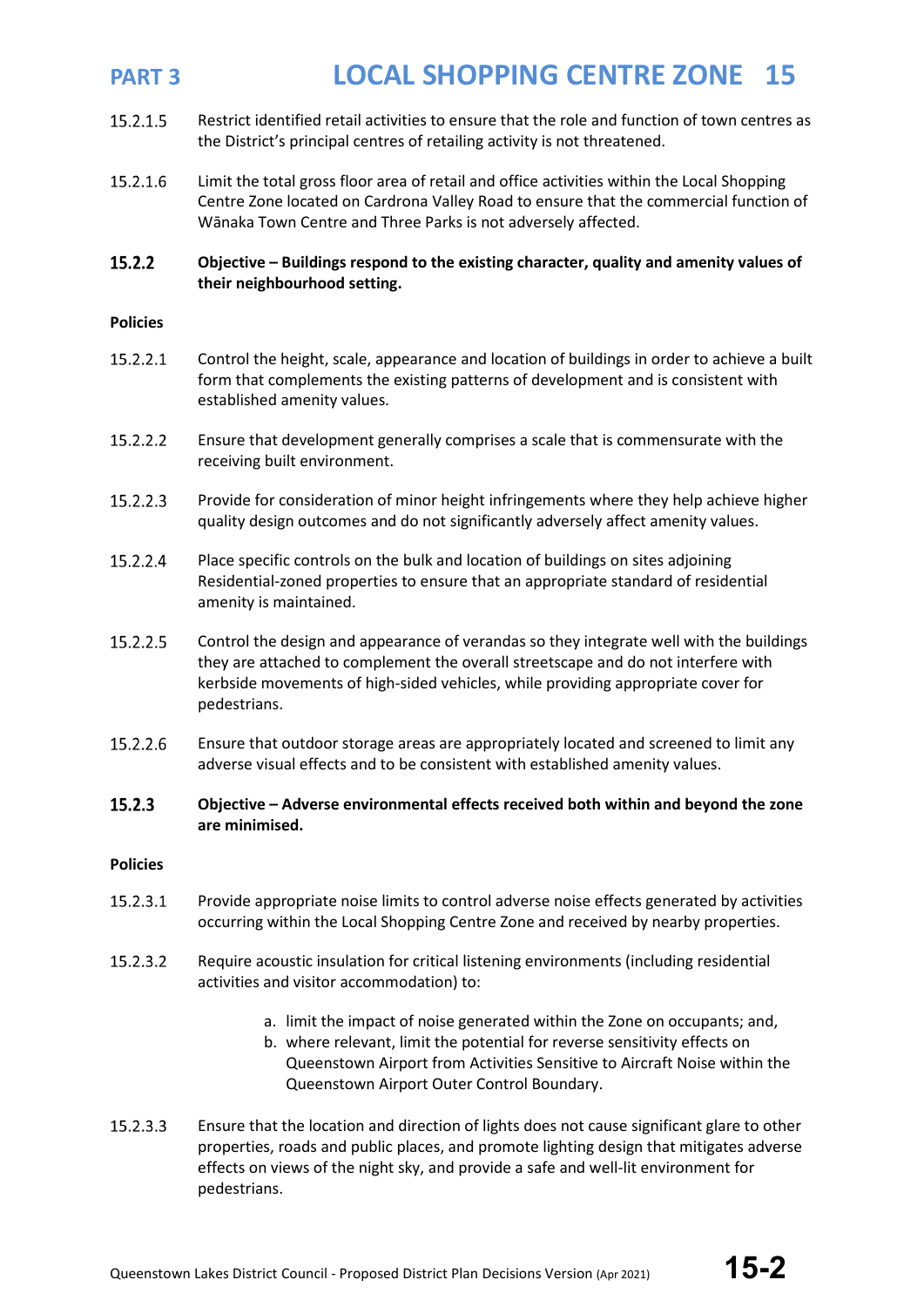15.2.1.5 Restrict identified retail activities to ensure that the role and function of town centres as the District's principal centres of retailing activity is not threatened.

15.2.1.6 Limit the total gross floor area of retail and office activities within the Local Shopping Centre Zone located on Cardrona Valley Road to ensure that the commercial function of Wānaka Town Centre and Three Parks is not adversely affected.

### 15.2.2 Objective – Buildings respond to the existing character, quality and amenity values of their neighbourhood setting.

**Policies**

15.2.2.1 Control the height, scale, appearance and location of buildings in order to achieve a built form that complements the existing patterns of development and is consistent with established amenity values.

15.2.2.2 Ensure that development generally comprises a scale that is commensurate with the receiving built environment.

15.2.2.3 Provide for consideration of minor height infringements where they help achieve higher quality design outcomes and do not significantly adversely affect amenity values.

15.2.2.4 Place specific controls on the bulk and location of buildings on sites adjoining Residential-zoned properties to ensure that an appropriate standard of residential amenity is maintained.

15.2.2.5 Control the design and appearance of verandas so they integrate well with the buildings they are attached to complement the overall streetscape and do not interfere with kerbside movements of high-sided vehicles, while providing appropriate cover for pedestrians.

15.2.2.6 Ensure that outdoor storage areas are appropriately located and screened to limit any adverse visual effects and to be consistent with established amenity values.

### 15.2.3 Objective – Adverse environmental effects received both within and beyond the zone are minimised.

**Policies**

15.2.3.1 Provide appropriate noise limits to control adverse noise effects generated by activities occurring within the Local Shopping Centre Zone and received by nearby properties.

15.2.3.2 Require acoustic insulation for critical listening environments (including residential activities and visitor accommodation) to:

a. limit the impact of noise generated within the Zone on occupants; and,
b. where relevant, limit the potential for reverse sensitivity effects on Queenstown Airport from Activities Sensitive to Aircraft Noise within the Queenstown Airport Outer Control Boundary.

15.2.3.3 Ensure that the location and direction of lights does not cause significant glare to other properties, roads and public places, and promote lighting design that mitigates adverse effects on views of the night sky, and provide a safe and well-lit environment for pedestrians.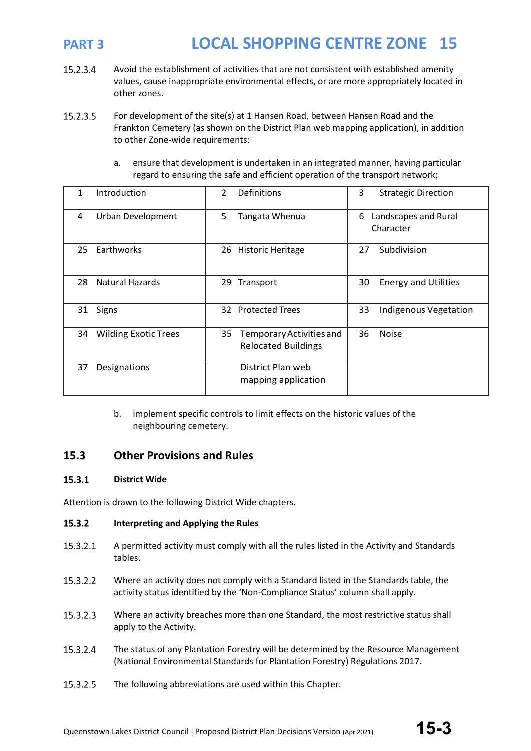15.2.3.4 Avoid the establishment of activities that are not consistent with established amenity values, cause inappropriate environmental effects, or are more appropriately located in other zones.

15.2.3.5 For development of the site(s) at 1 Hansen Road, between Hansen Road and the Frankton Cemetery (as shown on the District Plan web mapping application), in addition to other Zone-wide requirements:

a. ensure that development is undertaken in an integrated manner, having particular regard to ensuring the safe and efficient operation of the transport network;

b. implement specific controls to limit effects on the historic values of the neighbouring cemetery.

## 15.3 Other Provisions and Rules

### 15.3.1 District Wide

Attention is drawn to the following District Wide chapters.

| | | |
|---|---|---|
| 1 Introduction | 2 Definitions | 3 Strategic Direction |
| 4 Urban Development | 5 Tangata Whenua | 6 Landscapes and Rural Character |
| 25 Earthworks | 26 Historic Heritage | 27 Subdivision |
| 28 Natural Hazards | 29 Transport | 30 Energy and Utilities |
| 31 Signs | 32 Protected Trees | 33 Indigenous Vegetation |
| 34 Wilding Exotic Trees | 35 Temporary Activities and Relocated Buildings | 36 Noise |
| 37 Designations | District Plan web mapping application | |

### 15.3.2 Interpreting and Applying the Rules

15.3.2.1 A permitted activity must comply with all the rules listed in the Activity and Standards tables.

15.3.2.2 Where an activity does not comply with a Standard listed in the Standards table, the activity status identified by the 'Non-Compliance Status' column shall apply.

15.3.2.3 Where an activity breaches more than one Standard, the most restrictive status shall apply to the Activity.

15.3.2.4 The status of any Plantation Forestry will be determined by the Resource Management (National Environmental Standards for Plantation Forestry) Regulations 2017.

15.3.2.5 The following abbreviations are used within this Chapter.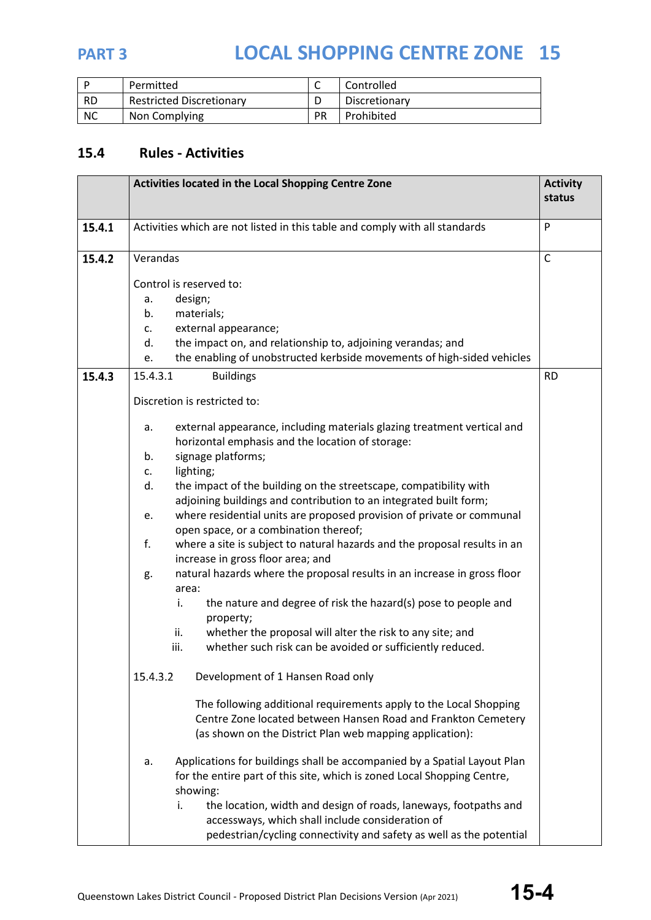| P | Permitted | C | Controlled |
|---|---|---|---|
| RD | Restricted Discretionary | D | Discretionary |
| NC | Non Complying | PR | Prohibited |

## 15.4 Rules - Activities

| | Activities located in the Local Shopping Centre Zone | Activity status |
|---|---|---|
| **15.4.1** | Activities which are not listed in this table and comply with all standards | P |
| **15.4.2** | Verandas<br><br>Control is reserved to:<br>a. design;<br>b. materials;<br>c. external appearance;<br>d. the impact on, and relationship to, adjoining verandas; and<br>e. the enabling of unobstructed kerbside movements of high-sided vehicles | C |
| **15.4.3** | 15.4.3.1 Buildings<br><br>Discretion is restricted to:<br><br>a. external appearance, including materials glazing treatment vertical and horizontal emphasis and the location of storage:<br>b. signage platforms;<br>c. lighting;<br>d. the impact of the building on the streetscape, compatibility with adjoining buildings and contribution to an integrated built form;<br>e. where residential units are proposed provision of private or communal open space, or a combination thereof;<br>f. where a site is subject to natural hazards and the proposal results in an increase in gross floor area; and<br>g. natural hazards where the proposal results in an increase in gross floor area:<br>i. the nature and degree of risk the hazard(s) pose to people and property;<br>ii. whether the proposal will alter the risk to any site; and<br>iii. whether such risk can be avoided or sufficiently reduced.<br><br>15.4.3.2 Development of 1 Hansen Road only<br><br>The following additional requirements apply to the Local Shopping Centre Zone located between Hansen Road and Frankton Cemetery (as shown on the District Plan web mapping application):<br><br>a. Applications for buildings shall be accompanied by a Spatial Layout Plan for the entire part of this site, which is zoned Local Shopping Centre, showing:<br>i. the location, width and design of roads, laneways, footpaths and accessways, which shall include consideration of pedestrian/cycling connectivity and safety as well as the potential | RD |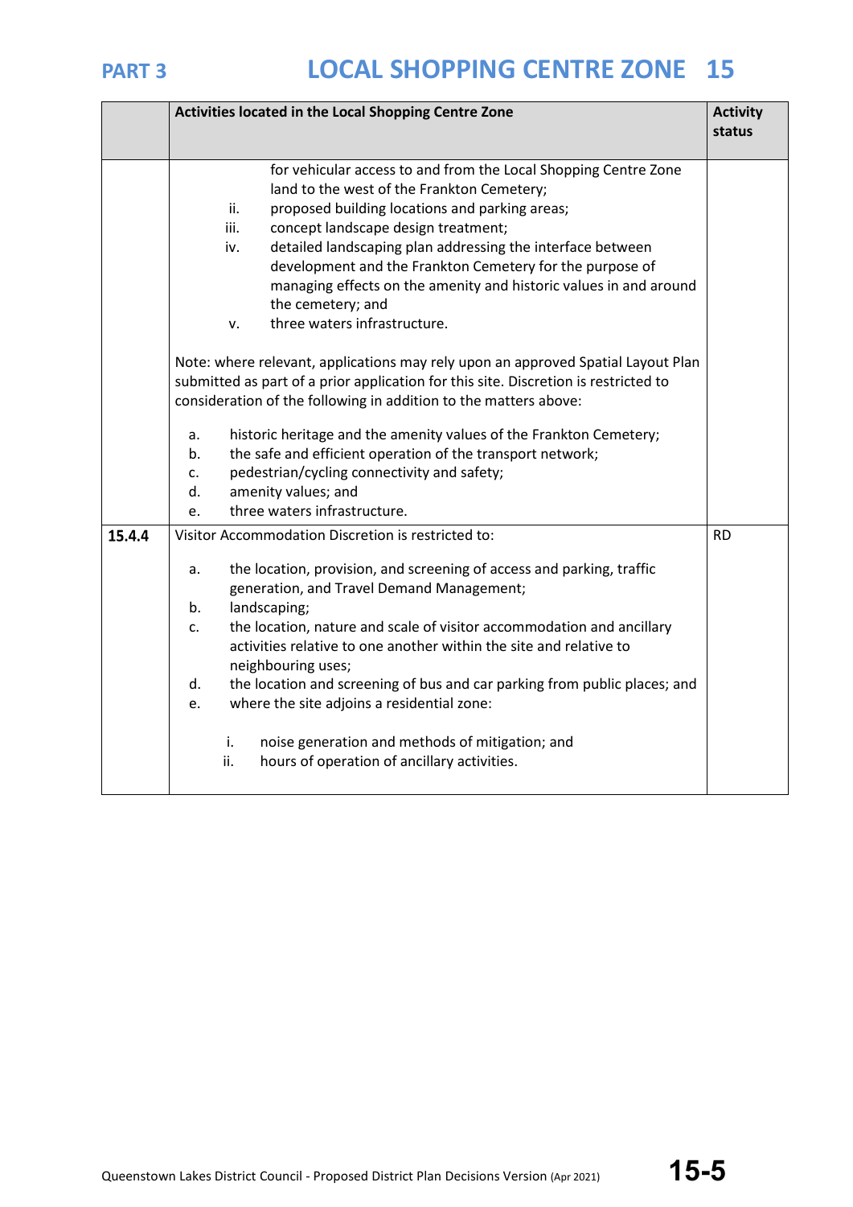| | Activities located in the Local Shopping Centre Zone | Activity status |
|---|---|---|
| | for vehicular access to and from the Local Shopping Centre Zone land to the west of the Frankton Cemetery;<br>ii. proposed building locations and parking areas;<br>iii. concept landscape design treatment;<br>iv. detailed landscaping plan addressing the interface between development and the Frankton Cemetery for the purpose of managing effects on the amenity and historic values in and around the cemetery; and<br>v. three waters infrastructure.<br><br>Note: where relevant, applications may rely upon an approved Spatial Layout Plan submitted as part of a prior application for this site. Discretion is restricted to consideration of the following in addition to the matters above:<br><br>a. historic heritage and the amenity values of the Frankton Cemetery;<br>b. the safe and efficient operation of the transport network;<br>c. pedestrian/cycling connectivity and safety;<br>d. amenity values; and<br>e. three waters infrastructure. | |
| **15.4.4** | Visitor Accommodation Discretion is restricted to:<br><br>a. the location, provision, and screening of access and parking, traffic generation, and Travel Demand Management;<br>b. landscaping;<br>c. the location, nature and scale of visitor accommodation and ancillary activities relative to one another within the site and relative to neighbouring uses;<br>d. the location and screening of bus and car parking from public places; and<br>e. where the site adjoins a residential zone:<br><br>i. noise generation and methods of mitigation; and<br>ii. hours of operation of ancillary activities. | RD |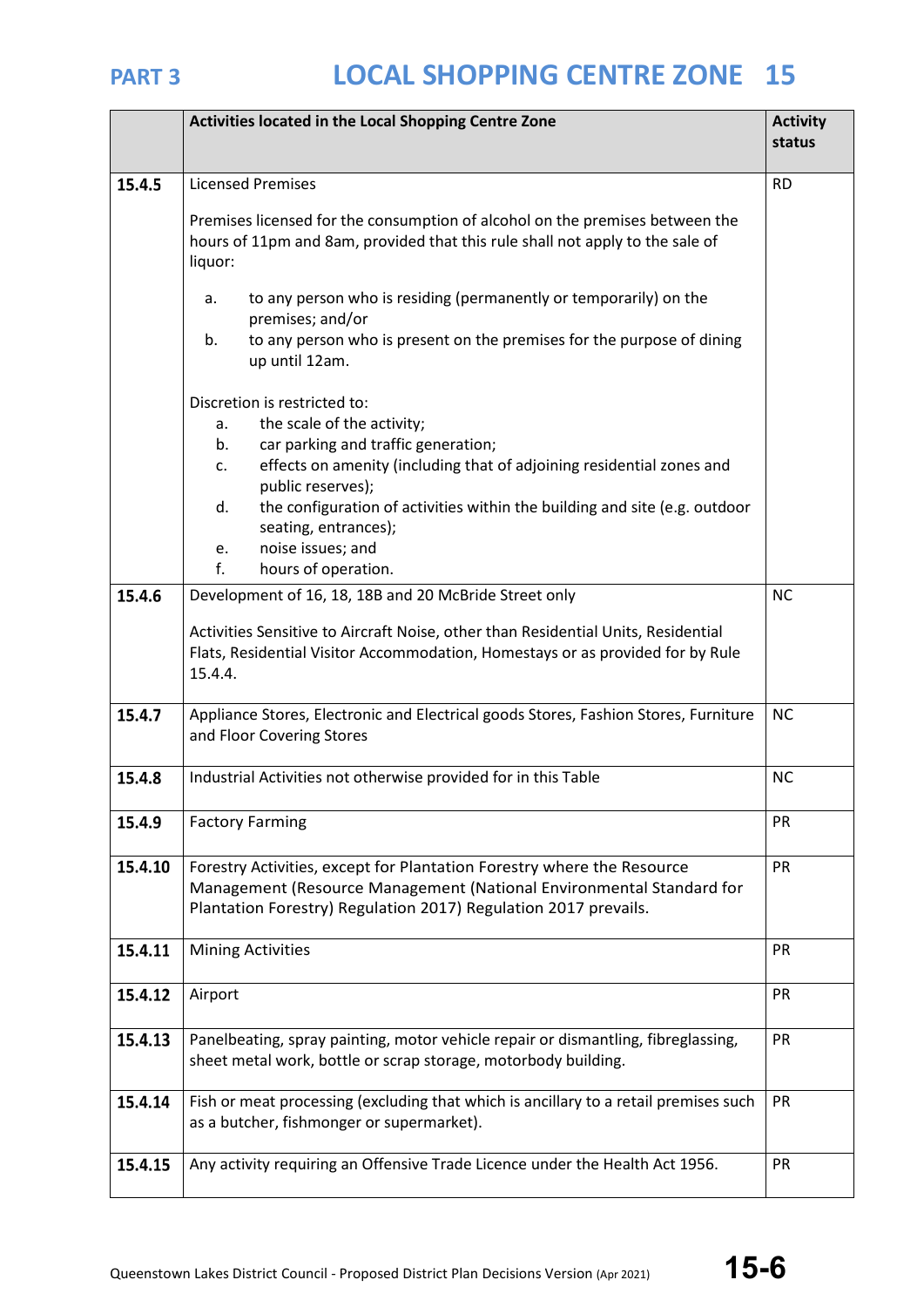# PART 3 LOCAL SHOPPING CENTRE ZONE 15

| | Activities located in the Local Shopping Centre Zone | Activity status |
|---|---|---|
| 15.4.5 | Licensed Premises<br><br>Premises licensed for the consumption of alcohol on the premises between the hours of 11pm and 8am, provided that this rule shall not apply to the sale of liquor:<br><br>a. to any person who is residing (permanently or temporarily) on the premises; and/or<br>b. to any person who is present on the premises for the purpose of dining up until 12am.<br><br>Discretion is restricted to:<br>a. the scale of the activity;<br>b. car parking and traffic generation;<br>c. effects on amenity (including that of adjoining residential zones and public reserves);<br>d. the configuration of activities within the building and site (e.g. outdoor seating, entrances);<br>e. noise issues; and<br>f. hours of operation. | RD |
| 15.4.6 | Development of 16, 18, 18B and 20 McBride Street only<br><br>Activities Sensitive to Aircraft Noise, other than Residential Units, Residential Flats, Residential Visitor Accommodation, Homestays or as provided for by Rule 15.4.4. | NC |
| 15.4.7 | Appliance Stores, Electronic and Electrical goods Stores, Fashion Stores, Furniture and Floor Covering Stores | NC |
| 15.4.8 | Industrial Activities not otherwise provided for in this Table | NC |
| 15.4.9 | Factory Farming | PR |
| 15.4.10 | Forestry Activities, except for Plantation Forestry where the Resource Management (Resource Management (National Environmental Standard for Plantation Forestry) Regulation 2017) Regulation 2017 prevails. | PR |
| 15.4.11 | Mining Activities | PR |
| 15.4.12 | Airport | PR |
| 15.4.13 | Panelbeating, spray painting, motor vehicle repair or dismantling, fibreglassing, sheet metal work, bottle or scrap storage, motorbody building. | PR |
| 15.4.14 | Fish or meat processing (excluding that which is ancillary to a retail premises such as a butcher, fishmonger or supermarket). | PR |
| 15.4.15 | Any activity requiring an Offensive Trade Licence under the Health Act 1956. | PR |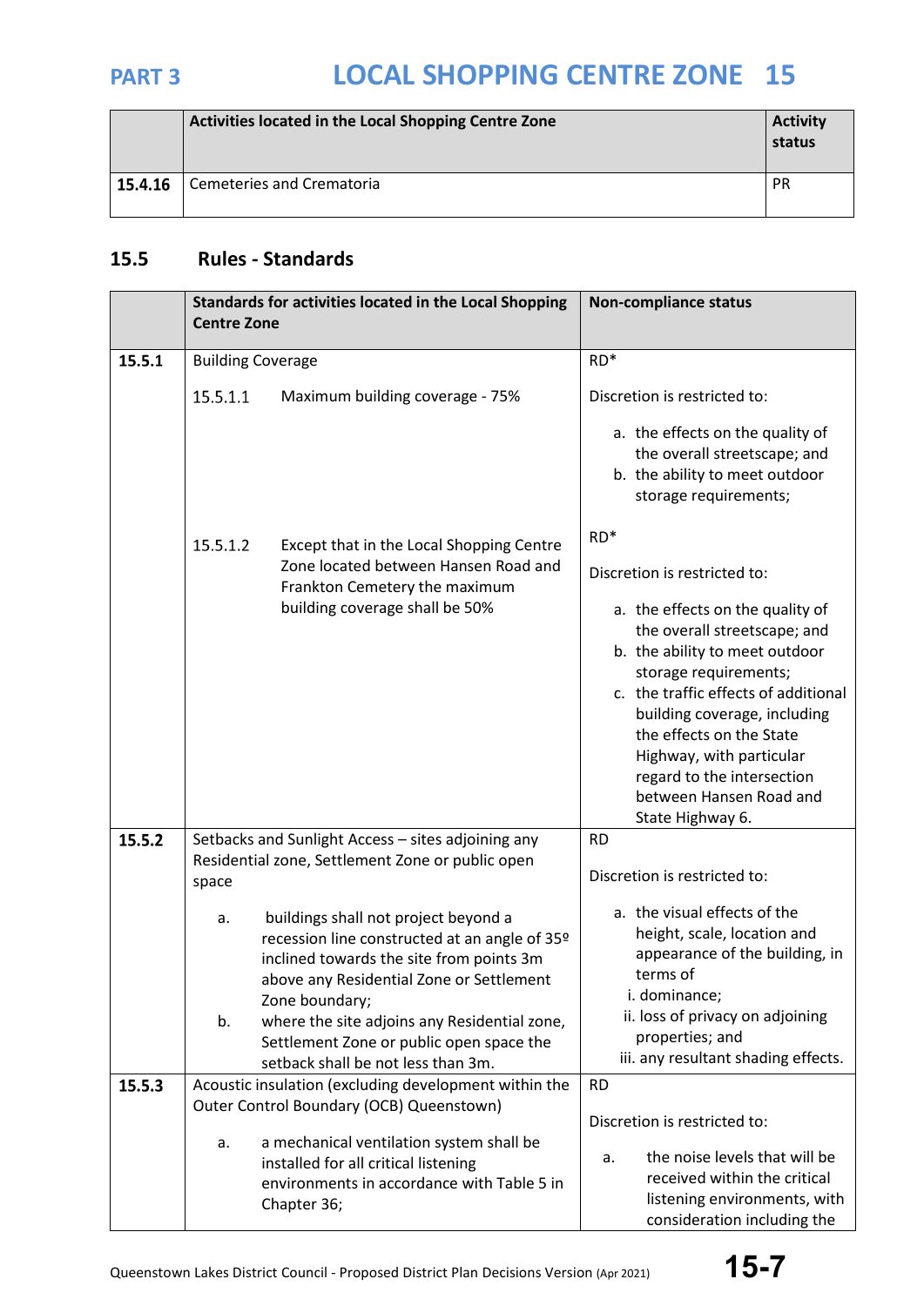| | Activities located in the Local Shopping Centre Zone | Activity status |
|---|---|---|
| **15.4.16** | Cemeteries and Crematoria | PR |

## 15.5 Rules - Standards

| | Standards for activities located in the Local Shopping Centre Zone | Non-compliance status |
|---|---|---|
| **15.5.1** | Building Coverage<br><br>15.5.1.1 Maximum building coverage - 75% | RD*<br><br>Discretion is restricted to:<br><br>a. the effects on the quality of the overall streetscape; and<br>b. the ability to meet outdoor storage requirements; |
| | 15.5.1.2 Except that in the Local Shopping Centre Zone located between Hansen Road and Frankton Cemetery the maximum building coverage shall be 50% | RD*<br><br>Discretion is restricted to:<br><br>a. the effects on the quality of the overall streetscape; and<br>b. the ability to meet outdoor storage requirements;<br>c. the traffic effects of additional building coverage, including the effects on the State Highway, with particular regard to the intersection between Hansen Road and State Highway 6. |
| **15.5.2** | Setbacks and Sunlight Access – sites adjoining any Residential zone, Settlement Zone or public open space<br><br>a. buildings shall not project beyond a recession line constructed at an angle of 35º inclined towards the site from points 3m above any Residential Zone or Settlement Zone boundary;<br>b. where the site adjoins any Residential zone, Settlement Zone or public open space the setback shall be not less than 3m. | RD<br><br>Discretion is restricted to:<br><br>a. the visual effects of the height, scale, location and appearance of the building, in terms of<br>i. dominance;<br>ii. loss of privacy on adjoining properties; and<br>iii. any resultant shading effects. |
| **15.5.3** | Acoustic insulation (excluding development within the Outer Control Boundary (OCB) Queenstown)<br><br>a. a mechanical ventilation system shall be installed for all critical listening environments in accordance with Table 5 in Chapter 36; | RD<br><br>Discretion is restricted to:<br><br>a. the noise levels that will be received within the critical listening environments, with consideration including the |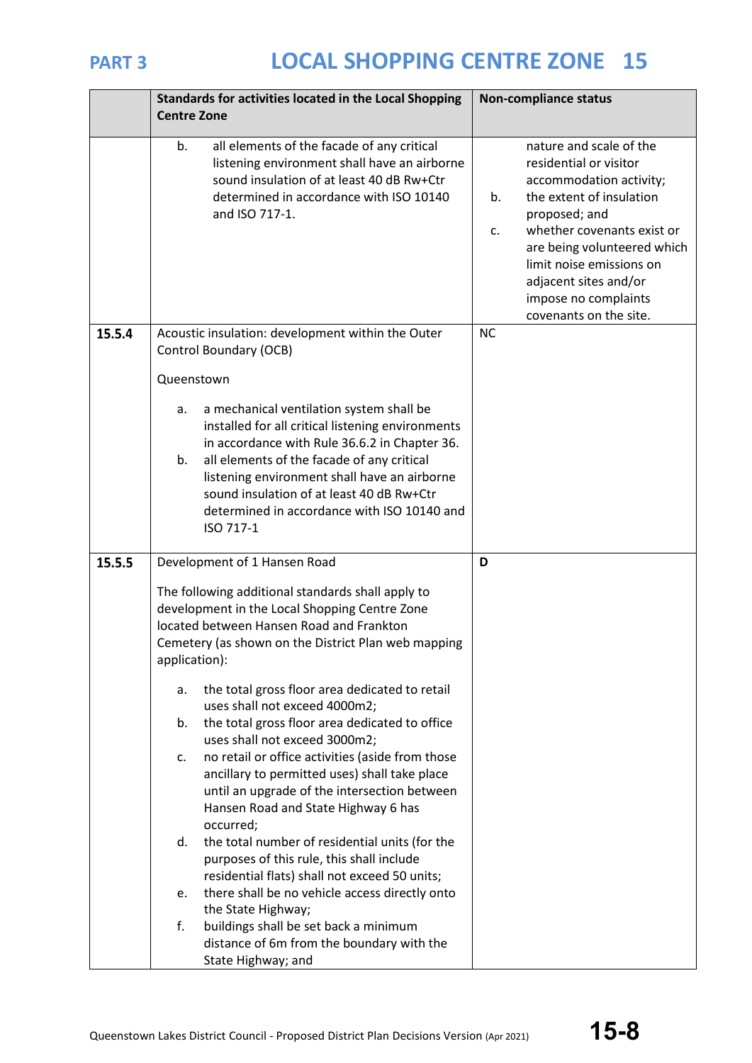| | Standards for activities located in the Local Shopping Centre Zone | Non-compliance status |
|---|---|---|
| | b. all elements of the facade of any critical listening environment shall have an airborne sound insulation of at least 40 dB Rw+Ctr determined in accordance with ISO 10140 and ISO 717-1. | nature and scale of the residential or visitor accommodation activity;<br>b. the extent of insulation proposed; and<br>c. whether covenants exist or are being volunteered which limit noise emissions on adjacent sites and/or impose no complaints covenants on the site. |
| **15.5.4** | Acoustic insulation: development within the Outer Control Boundary (OCB)<br><br>Queenstown<br><br>a. a mechanical ventilation system shall be installed for all critical listening environments in accordance with Rule 36.6.2 in Chapter 36.<br>b. all elements of the facade of any critical listening environment shall have an airborne sound insulation of at least 40 dB Rw+Ctr determined in accordance with ISO 10140 and ISO 717-1 | NC |
| **15.5.5** | Development of 1 Hansen Road<br><br>The following additional standards shall apply to development in the Local Shopping Centre Zone located between Hansen Road and Frankton Cemetery (as shown on the District Plan web mapping application):<br><br>a. the total gross floor area dedicated to retail uses shall not exceed 4000m2;<br>b. the total gross floor area dedicated to office uses shall not exceed 3000m2;<br>c. no retail or office activities (aside from those ancillary to permitted uses) shall take place until an upgrade of the intersection between Hansen Road and State Highway 6 has occurred;<br>d. the total number of residential units (for the purposes of this rule, this shall include residential flats) shall not exceed 50 units;<br>e. there shall be no vehicle access directly onto the State Highway;<br>f. buildings shall be set back a minimum distance of 6m from the boundary with the State Highway; and | **D** |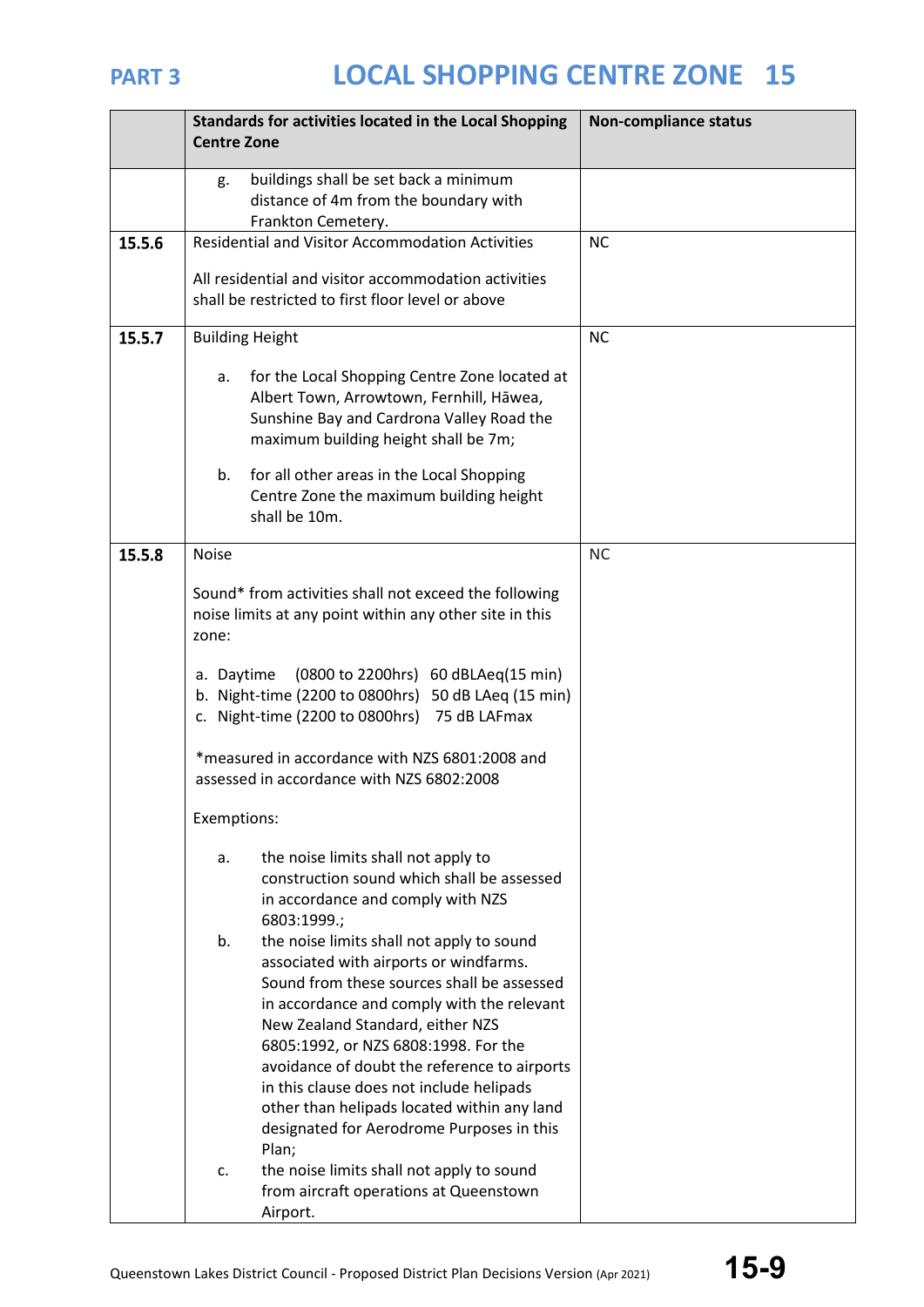| | Standards for activities located in the Local Shopping Centre Zone | Non-compliance status |
|---|---|---|
| | g. buildings shall be set back a minimum distance of 4m from the boundary with Frankton Cemetery. | |
| **15.5.6** | Residential and Visitor Accommodation Activities<br><br>All residential and visitor accommodation activities shall be restricted to first floor level or above | NC |
| **15.5.7** | Building Height<br><br>a. for the Local Shopping Centre Zone located at Albert Town, Arrowtown, Fernhill, Hāwea, Sunshine Bay and Cardrona Valley Road the maximum building height shall be 7m;<br><br>b. for all other areas in the Local Shopping Centre Zone the maximum building height shall be 10m. | NC |
| **15.5.8** | Noise<br><br>Sound* from activities shall not exceed the following noise limits at any point within any other site in this zone:<br><br>a. Daytime (0800 to 2200hrs) 60 dBLAeq(15 min)<br>b. Night-time (2200 to 0800hrs) 50 dB LAeq (15 min)<br>c. Night-time (2200 to 0800hrs) 75 dB LAFmax<br><br>*measured in accordance with NZS 6801:2008 and assessed in accordance with NZS 6802:2008<br><br>Exemptions:<br><br>a. the noise limits shall not apply to construction sound which shall be assessed in accordance and comply with NZS 6803:1999.;<br>b. the noise limits shall not apply to sound associated with airports or windfarms. Sound from these sources shall be assessed in accordance and comply with the relevant New Zealand Standard, either NZS 6805:1992, or NZS 6808:1998. For the avoidance of doubt the reference to airports in this clause does not include helipads other than helipads located within any land designated for Aerodrome Purposes in this Plan;<br>c. the noise limits shall not apply to sound from aircraft operations at Queenstown Airport. | NC |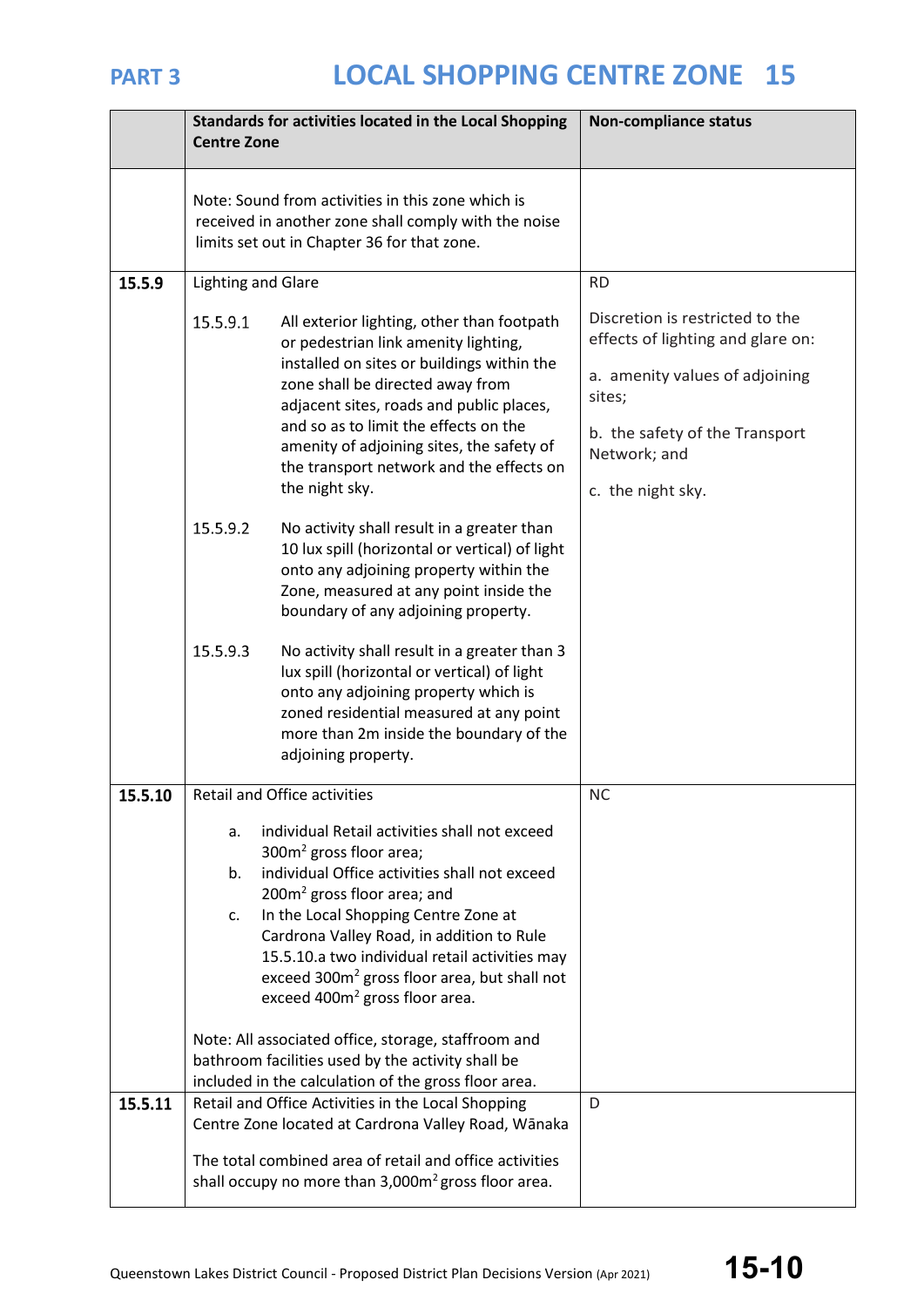| | Standards for activities located in the Local Shopping Centre Zone | Non-compliance status |
|---|---|---|
| | Note: Sound from activities in this zone which is received in another zone shall comply with the noise limits set out in Chapter 36 for that zone. | |
| **15.5.9** | Lighting and Glare<br><br>15.5.9.1 All exterior lighting, other than footpath or pedestrian link amenity lighting, installed on sites or buildings within the zone shall be directed away from adjacent sites, roads and public places, and so as to limit the effects on the amenity of adjoining sites, the safety of the transport network and the effects on the night sky.<br><br>15.5.9.2 No activity shall result in a greater than 10 lux spill (horizontal or vertical) of light onto any adjoining property within the Zone, measured at any point inside the boundary of any adjoining property.<br><br>15.5.9.3 No activity shall result in a greater than 3 lux spill (horizontal or vertical) of light onto any adjoining property which is zoned residential measured at any point more than 2m inside the boundary of the adjoining property. | RD<br><br>Discretion is restricted to the effects of lighting and glare on:<br><br>a. amenity values of adjoining sites;<br><br>b. the safety of the Transport Network; and<br><br>c. the night sky. |
| **15.5.10** | Retail and Office activities<br><br>a. individual Retail activities shall not exceed 300m² gross floor area;<br>b. individual Office activities shall not exceed 200m² gross floor area; and<br>c. In the Local Shopping Centre Zone at Cardrona Valley Road, in addition to Rule 15.5.10.a two individual retail activities may exceed 300m² gross floor area, but shall not exceed 400m² gross floor area.<br><br>Note: All associated office, storage, staffroom and bathroom facilities used by the activity shall be included in the calculation of the gross floor area. | NC |
| **15.5.11** | Retail and Office Activities in the Local Shopping Centre Zone located at Cardrona Valley Road, Wānaka<br><br>The total combined area of retail and office activities shall occupy no more than 3,000m² gross floor area. | D |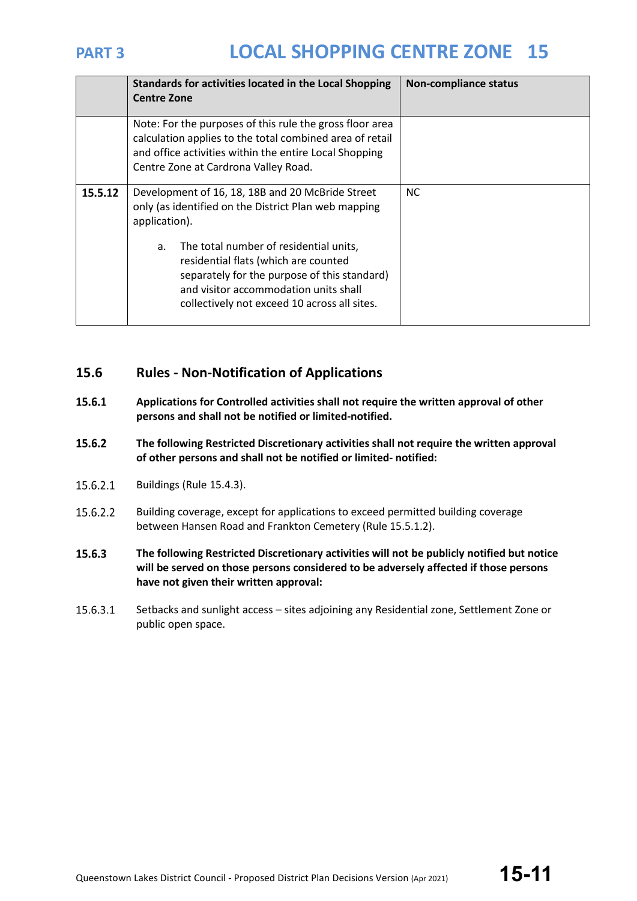| | Standards for activities located in the Local Shopping Centre Zone | Non-compliance status |
|---|---|---|
| | Note: For the purposes of this rule the gross floor area calculation applies to the total combined area of retail and office activities within the entire Local Shopping Centre Zone at Cardrona Valley Road. | |
| **15.5.12** | Development of 16, 18, 18B and 20 McBride Street only (as identified on the District Plan web mapping application).<br><br>a. The total number of residential units, residential flats (which are counted separately for the purpose of this standard) and visitor accommodation units shall collectively not exceed 10 across all sites. | NC |

## 15.6 Rules - Non-Notification of Applications

**15.6.1 Applications for Controlled activities shall not require the written approval of other persons and shall not be notified or limited-notified.**

**15.6.2 The following Restricted Discretionary activities shall not require the written approval of other persons and shall not be notified or limited- notified:**

15.6.2.1 Buildings (Rule 15.4.3).

15.6.2.2 Building coverage, except for applications to exceed permitted building coverage between Hansen Road and Frankton Cemetery (Rule 15.5.1.2).

**15.6.3 The following Restricted Discretionary activities will not be publicly notified but notice will be served on those persons considered to be adversely affected if those persons have not given their written approval:**

15.6.3.1 Setbacks and sunlight access – sites adjoining any Residential zone, Settlement Zone or public open space.